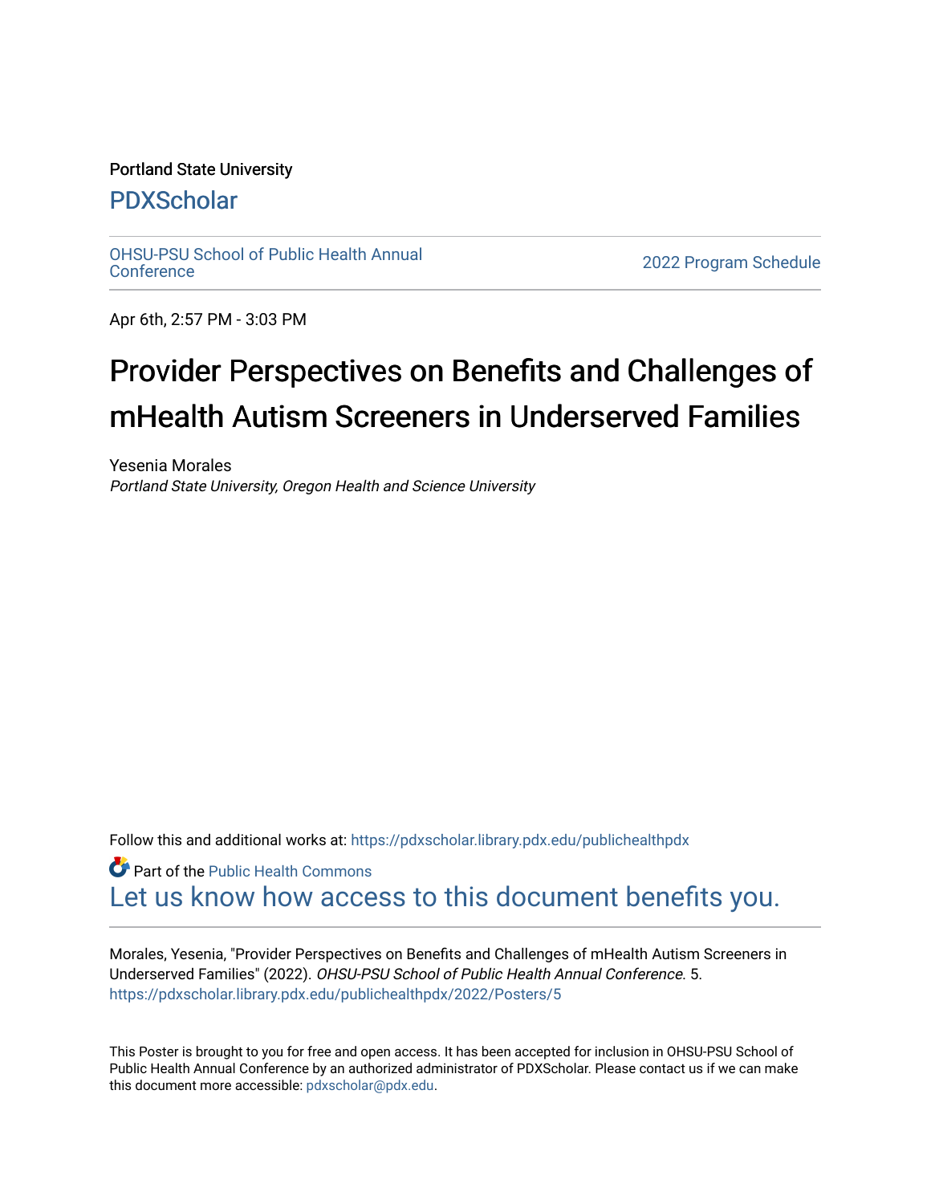Portland State University

# PDXScholar

OHSU-PSU School of Public Health Annual Conference

2022 Program Schedule

Apr 6th, 2:57 PM - 3:03 PM

# Provider Perspectives on Benefits and Challenges of mHealth Autism Screeners in Underserved Families

Yesenia Morales

*Portland State University, Oregon Health and Science University*

Follow this and additional works at: https://pdxscholar.library.pdx.edu/publichealthpdx

Part of the Public Health Commons

Let us know how access to this document benefits you.

Morales, Yesenia, "Provider Perspectives on Benefits and Challenges of mHealth Autism Screeners in Underserved Families" (2022). *OHSU-PSU School of Public Health Annual Conference*. 5. https://pdxscholar.library.pdx.edu/publichealthpdx/2022/Posters/5

This Poster is brought to you for free and open access. It has been accepted for inclusion in OHSU-PSU School of Public Health Annual Conference by an authorized administrator of PDXScholar. Please contact us if we can make this document more accessible: pdxscholar@pdx.edu.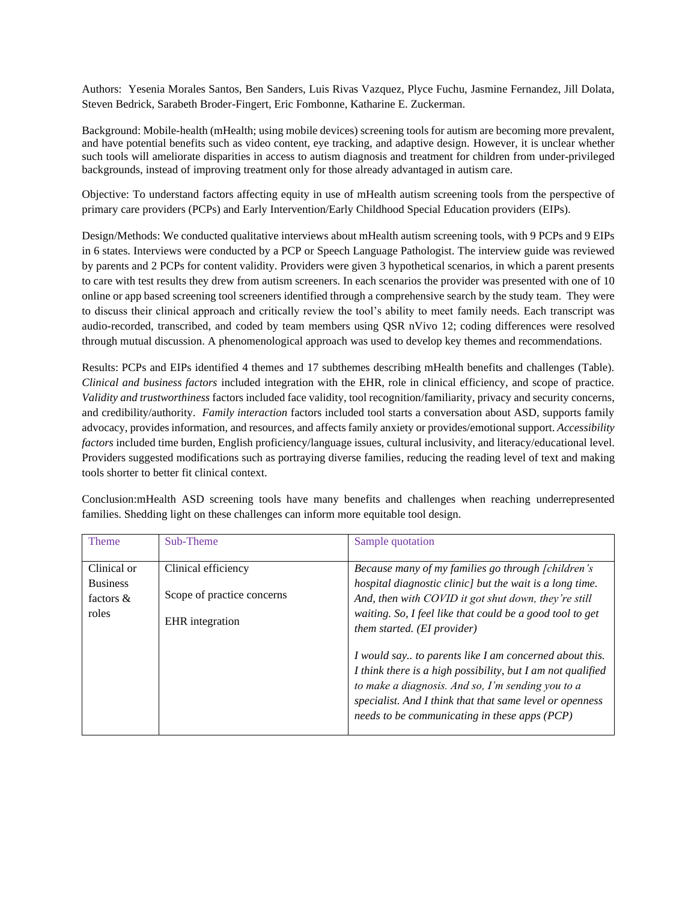Authors: Yesenia Morales Santos, Ben Sanders, Luis Rivas Vazquez, Plyce Fuchu, Jasmine Fernandez, Jill Dolata, Steven Bedrick, Sarabeth Broder-Fingert, Eric Fombonne, Katharine E. Zuckerman.

Background: Mobile-health (mHealth; using mobile devices) screening tools for autism are becoming more prevalent, and have potential benefits such as video content, eye tracking, and adaptive design. However, it is unclear whether such tools will ameliorate disparities in access to autism diagnosis and treatment for children from under-privileged backgrounds, instead of improving treatment only for those already advantaged in autism care.

Objective: To understand factors affecting equity in use of mHealth autism screening tools from the perspective of primary care providers (PCPs) and Early Intervention/Early Childhood Special Education providers (EIPs).

Design/Methods: We conducted qualitative interviews about mHealth autism screening tools, with 9 PCPs and 9 EIPs in 6 states. Interviews were conducted by a PCP or Speech Language Pathologist. The interview guide was reviewed by parents and 2 PCPs for content validity. Providers were given 3 hypothetical scenarios, in which a parent presents to care with test results they drew from autism screeners. In each scenarios the provider was presented with one of 10 online or app based screening tool screeners identified through a comprehensive search by the study team. They were to discuss their clinical approach and critically review the tool's ability to meet family needs. Each transcript was audio-recorded, transcribed, and coded by team members using QSR nVivo 12; coding differences were resolved through mutual discussion. A phenomenological approach was used to develop key themes and recommendations.

Results: PCPs and EIPs identified 4 themes and 17 subthemes describing mHealth benefits and challenges (Table). *Clinical and business factors* included integration with the EHR, role in clinical efficiency, and scope of practice. *Validity and trustworthiness* factors included face validity, tool recognition/familiarity, privacy and security concerns, and credibility/authority. *Family interaction* factors included tool starts a conversation about ASD, supports family advocacy, provides information, and resources, and affects family anxiety or provides/emotional support. *Accessibility factors* included time burden, English proficiency/language issues, cultural inclusivity, and literacy/educational level. Providers suggested modifications such as portraying diverse families, reducing the reading level of text and making tools shorter to better fit clinical context.

Conclusion:mHealth ASD screening tools have many benefits and challenges when reaching underrepresented families. Shedding light on these challenges can inform more equitable tool design.

| Theme | Sub-Theme | Sample quotation |
|---|---|---|
| Clinical or Business factors & roles | Clinical efficiency<br><br>Scope of practice concerns<br><br>EHR integration | *Because many of my families go through [children's hospital diagnostic clinic] but the wait is a long time. And, then with COVID it got shut down, they're still waiting. So, I feel like that could be a good tool to get them started. (EI provider)*<br><br>*I would say.. to parents like I am concerned about this. I think there is a high possibility, but I am not qualified to make a diagnosis. And so, I'm sending you to a specialist. And I think that that same level or openness needs to be communicating in these apps (PCP)* |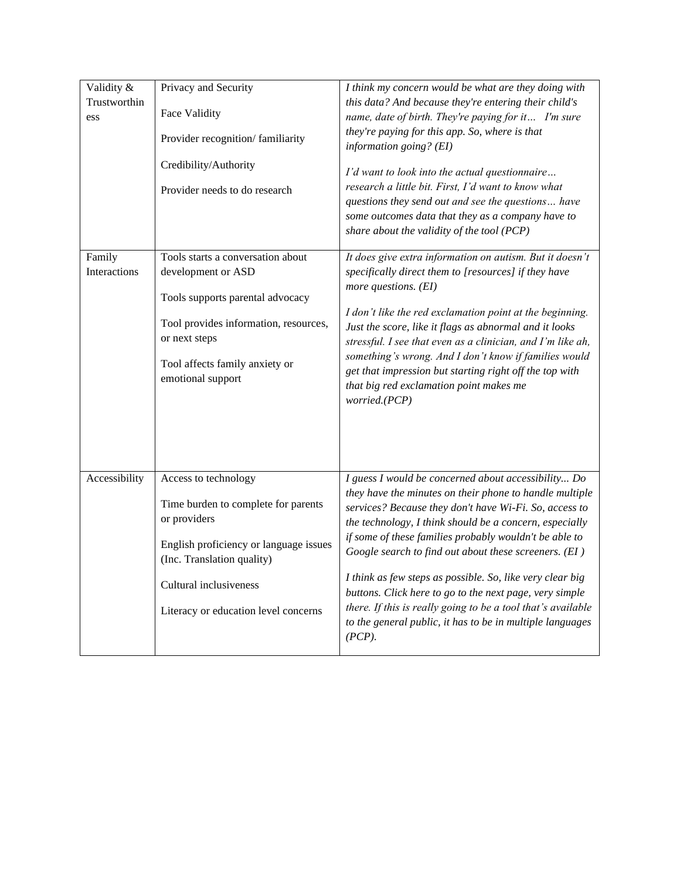| | | |
|---|---|---|
| Validity & Trustworthiness | Privacy and Security<br><br>Face Validity<br><br>Provider recognition/ familiarity<br><br>Credibility/Authority<br><br>Provider needs to do research | *I think my concern would be what are they doing with this data? And because they're entering their child's name, date of birth. They're paying for it… I'm sure they're paying for this app. So, where is that information going? (EI)*<br><br>*I'd want to look into the actual questionnaire… research a little bit. First, I'd want to know what questions they send out and see the questions… have some outcomes data that they as a company have to share about the validity of the tool (PCP)* |
| Family Interactions | Tools starts a conversation about development or ASD<br><br>Tools supports parental advocacy<br><br>Tool provides information, resources, or next steps<br><br>Tool affects family anxiety or emotional support | *It does give extra information on autism. But it doesn't specifically direct them to [resources] if they have more questions. (EI)*<br><br>*I don't like the red exclamation point at the beginning. Just the score, like it flags as abnormal and it looks stressful. I see that even as a clinician, and I'm like ah, something's wrong. And I don't know if families would get that impression but starting right off the top with that big red exclamation point makes me worried.(PCP)* |
| Accessibility | Access to technology<br><br>Time burden to complete for parents or providers<br><br>English proficiency or language issues (Inc. Translation quality)<br><br>Cultural inclusiveness<br><br>Literacy or education level concerns | *I guess I would be concerned about accessibility... Do they have the minutes on their phone to handle multiple services? Because they don't have Wi-Fi. So, access to the technology, I think should be a concern, especially if some of these families probably wouldn't be able to Google search to find out about these screeners. (EI )*<br><br>*I think as few steps as possible. So, like very clear big buttons. Click here to go to the next page, very simple there. If this is really going to be a tool that's available to the general public, it has to be in multiple languages (PCP).* |